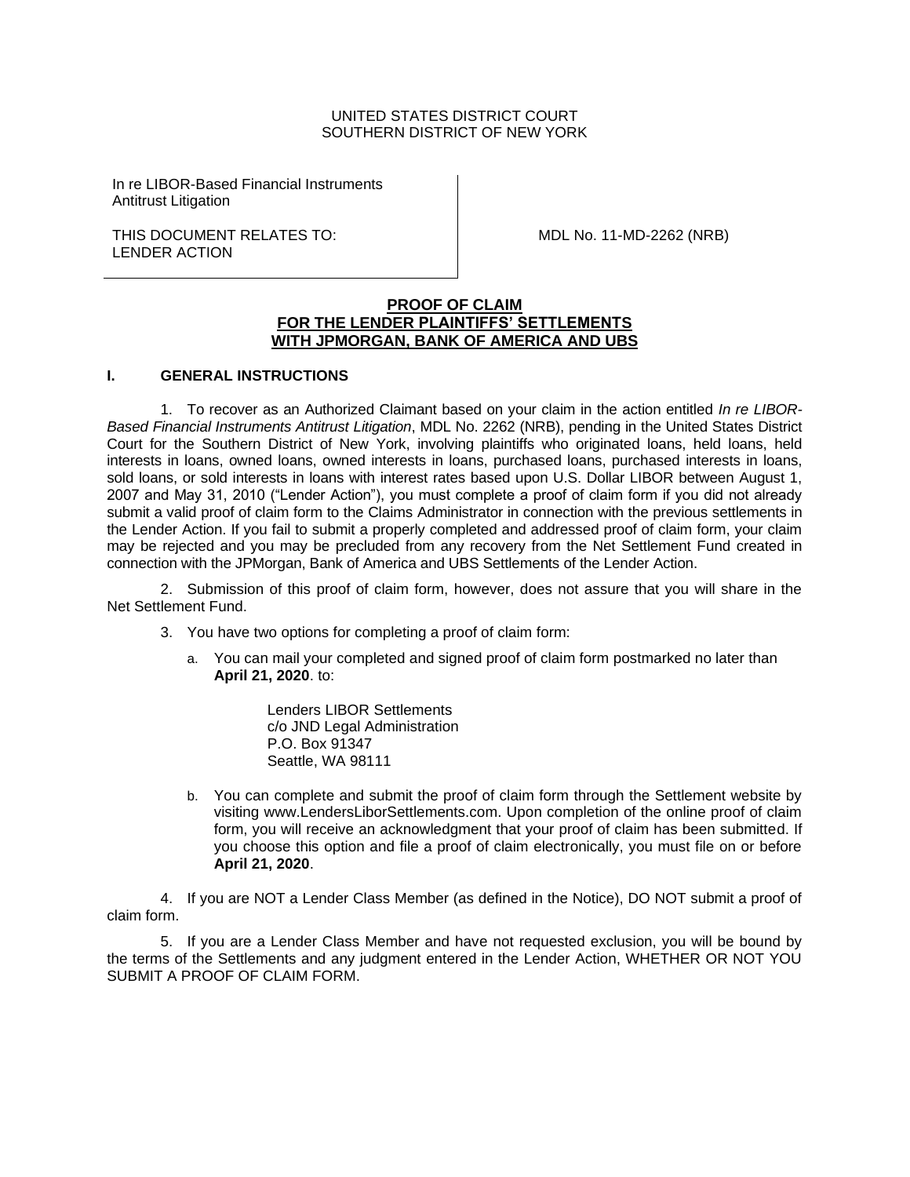UNITED STATES DISTRICT COURT
SOUTHERN DISTRICT OF NEW YORK

| In re LIBOR-Based Financial Instruments Antitrust Litigation<br><br>THIS DOCUMENT RELATES TO:<br>LENDER ACTION | MDL No. 11-MD-2262 (NRB) |
|---|---|

**PROOF OF CLAIM**
**FOR THE LENDER PLAINTIFFS' SETTLEMENTS**
**WITH JPMORGAN, BANK OF AMERICA AND UBS**

## I. GENERAL INSTRUCTIONS

1. To recover as an Authorized Claimant based on your claim in the action entitled *In re LIBOR-Based Financial Instruments Antitrust Litigation*, MDL No. 2262 (NRB), pending in the United States District Court for the Southern District of New York, involving plaintiffs who originated loans, held loans, held interests in loans, owned loans, owned interests in loans, purchased loans, purchased interests in loans, sold loans, or sold interests in loans with interest rates based upon U.S. Dollar LIBOR between August 1, 2007 and May 31, 2010 ("Lender Action"), you must complete a proof of claim form if you did not already submit a valid proof of claim form to the Claims Administrator in connection with the previous settlements in the Lender Action. If you fail to submit a properly completed and addressed proof of claim form, your claim may be rejected and you may be precluded from any recovery from the Net Settlement Fund created in connection with the JPMorgan, Bank of America and UBS Settlements of the Lender Action.

2. Submission of this proof of claim form, however, does not assure that you will share in the Net Settlement Fund.

3. You have two options for completing a proof of claim form:

   a. You can mail your completed and signed proof of claim form postmarked no later than **April 21, 2020**. to:

      Lenders LIBOR Settlements
      c/o JND Legal Administration
      P.O. Box 91347
      Seattle, WA 98111

   b. You can complete and submit the proof of claim form through the Settlement website by visiting www.LendersLiborSettlements.com. Upon completion of the online proof of claim form, you will receive an acknowledgment that your proof of claim has been submitted. If you choose this option and file a proof of claim electronically, you must file on or before **April 21, 2020**.

4. If you are NOT a Lender Class Member (as defined in the Notice), DO NOT submit a proof of claim form.

5. If you are a Lender Class Member and have not requested exclusion, you will be bound by the terms of the Settlements and any judgment entered in the Lender Action, WHETHER OR NOT YOU SUBMIT A PROOF OF CLAIM FORM.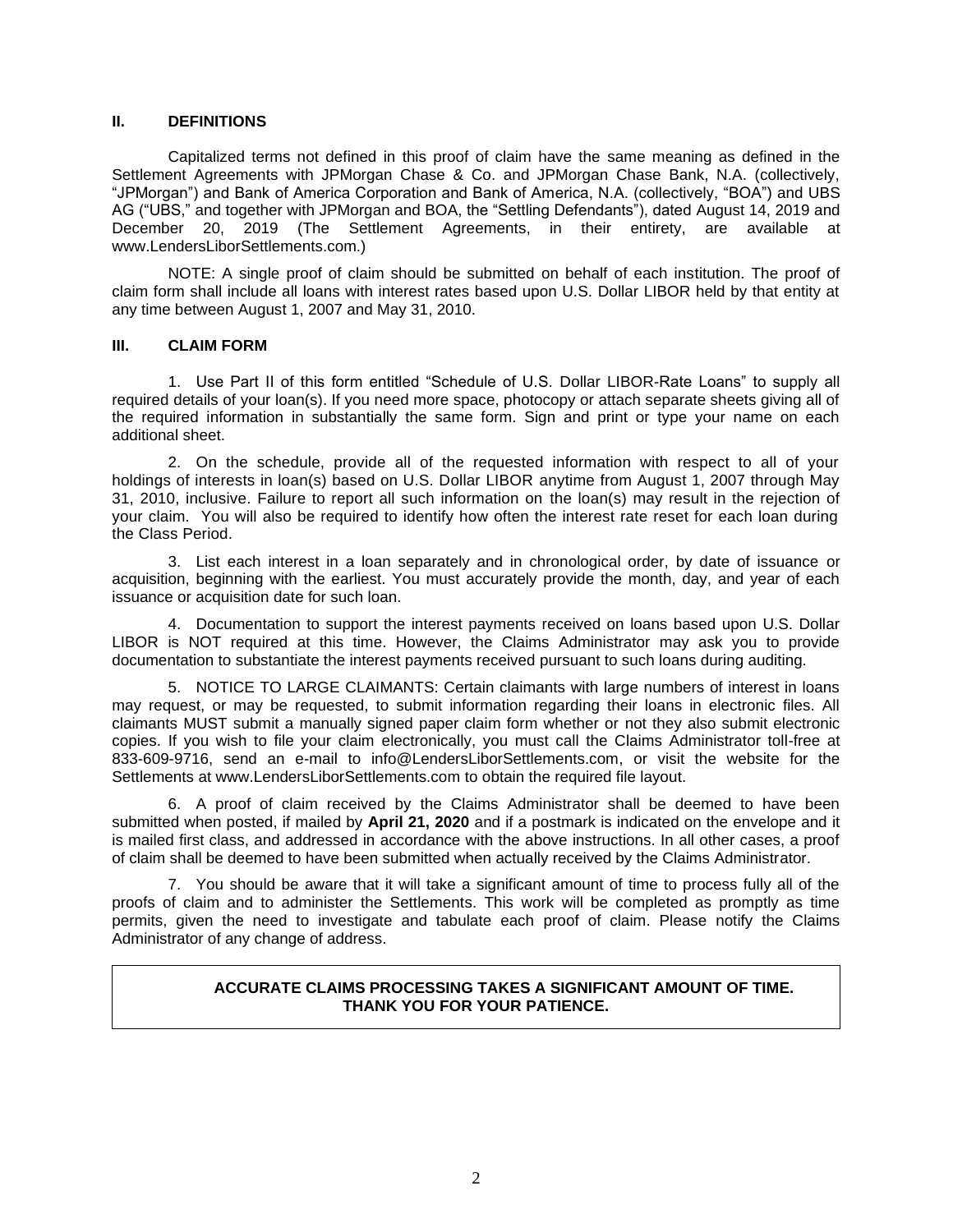## II. DEFINITIONS

Capitalized terms not defined in this proof of claim have the same meaning as defined in the Settlement Agreements with JPMorgan Chase & Co. and JPMorgan Chase Bank, N.A. (collectively, "JPMorgan") and Bank of America Corporation and Bank of America, N.A. (collectively, "BOA") and UBS AG ("UBS," and together with JPMorgan and BOA, the "Settling Defendants"), dated August 14, 2019 and December 20, 2019 (The Settlement Agreements, in their entirety, are available at www.LendersLiborSettlements.com.)

NOTE: A single proof of claim should be submitted on behalf of each institution. The proof of claim form shall include all loans with interest rates based upon U.S. Dollar LIBOR held by that entity at any time between August 1, 2007 and May 31, 2010.

## III. CLAIM FORM

1. Use Part II of this form entitled "Schedule of U.S. Dollar LIBOR-Rate Loans" to supply all required details of your loan(s). If you need more space, photocopy or attach separate sheets giving all of the required information in substantially the same form. Sign and print or type your name on each additional sheet.

2. On the schedule, provide all of the requested information with respect to all of your holdings of interests in loan(s) based on U.S. Dollar LIBOR anytime from August 1, 2007 through May 31, 2010, inclusive. Failure to report all such information on the loan(s) may result in the rejection of your claim. You will also be required to identify how often the interest rate reset for each loan during the Class Period.

3. List each interest in a loan separately and in chronological order, by date of issuance or acquisition, beginning with the earliest. You must accurately provide the month, day, and year of each issuance or acquisition date for such loan.

4. Documentation to support the interest payments received on loans based upon U.S. Dollar LIBOR is NOT required at this time. However, the Claims Administrator may ask you to provide documentation to substantiate the interest payments received pursuant to such loans during auditing.

5. NOTICE TO LARGE CLAIMANTS: Certain claimants with large numbers of interest in loans may request, or may be requested, to submit information regarding their loans in electronic files. All claimants MUST submit a manually signed paper claim form whether or not they also submit electronic copies. If you wish to file your claim electronically, you must call the Claims Administrator toll-free at 833-609-9716, send an e-mail to info@LendersLiborSettlements.com, or visit the website for the Settlements at www.LendersLiborSettlements.com to obtain the required file layout.

6. A proof of claim received by the Claims Administrator shall be deemed to have been submitted when posted, if mailed by **April 21, 2020** and if a postmark is indicated on the envelope and it is mailed first class, and addressed in accordance with the above instructions. In all other cases, a proof of claim shall be deemed to have been submitted when actually received by the Claims Administrator.

7. You should be aware that it will take a significant amount of time to process fully all of the proofs of claim and to administer the Settlements. This work will be completed as promptly as time permits, given the need to investigate and tabulate each proof of claim. Please notify the Claims Administrator of any change of address.

**ACCURATE CLAIMS PROCESSING TAKES A SIGNIFICANT AMOUNT OF TIME.**
**THANK YOU FOR YOUR PATIENCE.**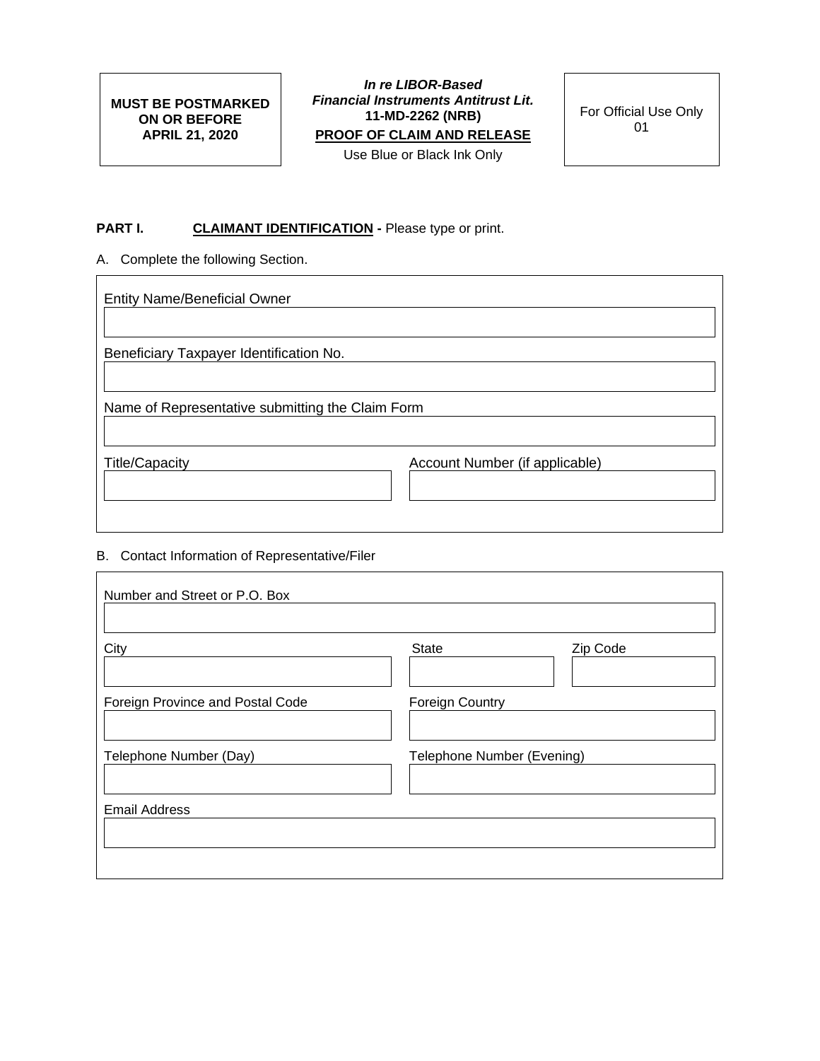| MUST BE POSTMARKED ON OR BEFORE APRIL 21, 2020 | ***In re LIBOR-Based Financial Instruments Antitrust Lit.*** **11-MD-2262 (NRB)** **PROOF OF CLAIM AND RELEASE** Use Blue or Black Ink Only | For Official Use Only 01 |
| --- | --- | --- |

**PART I.** **CLAIMANT IDENTIFICATION -** Please type or print.

A. Complete the following Section.

Entity Name/Beneficial Owner

Beneficiary Taxpayer Identification No.

Name of Representative submitting the Claim Form

Title/Capacity

Account Number (if applicable)

B. Contact Information of Representative/Filer

Number and Street or P.O. Box

City

State

Zip Code

Foreign Province and Postal Code

Foreign Country

Telephone Number (Day)

Telephone Number (Evening)

Email Address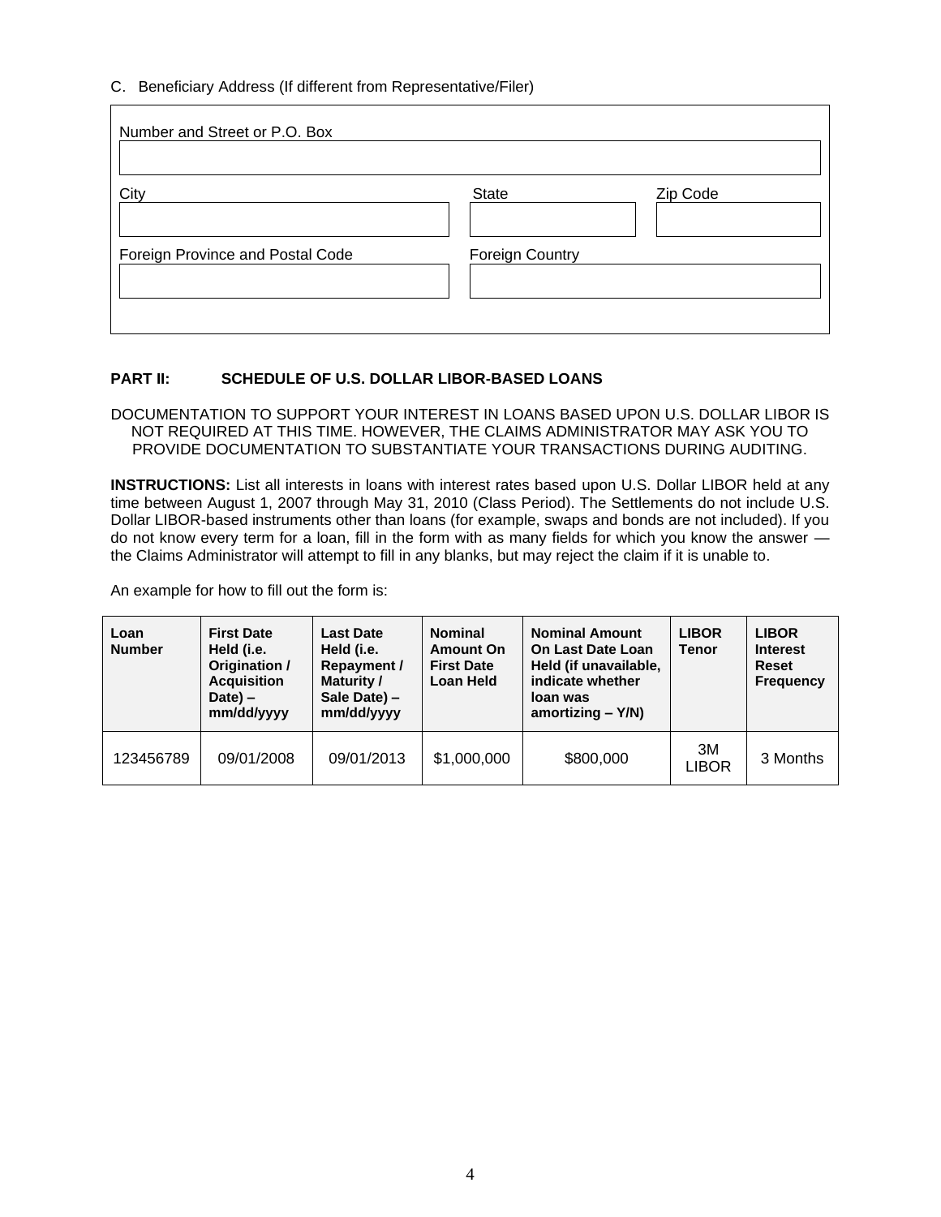C. Beneficiary Address (If different from Representative/Filer)

| Number and Street or P.O. Box | | |
|---|---|---|
| | | |
| City | State | Zip Code |
| | | |
| Foreign Province and Postal Code | Foreign Country | |
| | | |

**PART II: SCHEDULE OF U.S. DOLLAR LIBOR-BASED LOANS**

DOCUMENTATION TO SUPPORT YOUR INTEREST IN LOANS BASED UPON U.S. DOLLAR LIBOR IS NOT REQUIRED AT THIS TIME. HOWEVER, THE CLAIMS ADMINISTRATOR MAY ASK YOU TO PROVIDE DOCUMENTATION TO SUBSTANTIATE YOUR TRANSACTIONS DURING AUDITING.

**INSTRUCTIONS:** List all interests in loans with interest rates based upon U.S. Dollar LIBOR held at any time between August 1, 2007 through May 31, 2010 (Class Period). The Settlements do not include U.S. Dollar LIBOR-based instruments other than loans (for example, swaps and bonds are not included). If you do not know every term for a loan, fill in the form with as many fields for which you know the answer — the Claims Administrator will attempt to fill in any blanks, but may reject the claim if it is unable to.

An example for how to fill out the form is:

| Loan Number | First Date Held (i.e. Origination / Acquisition Date) – mm/dd/yyyy | Last Date Held (i.e. Repayment / Maturity / Sale Date) – mm/dd/yyyy | Nominal Amount On First Date Loan Held | Nominal Amount On Last Date Loan Held (if unavailable, indicate whether loan was amortizing – Y/N) | LIBOR Tenor | LIBOR Interest Reset Frequency |
|---|---|---|---|---|---|---|
| 123456789 | 09/01/2008 | 09/01/2013 | $1,000,000 | $800,000 | 3M LIBOR | 3 Months |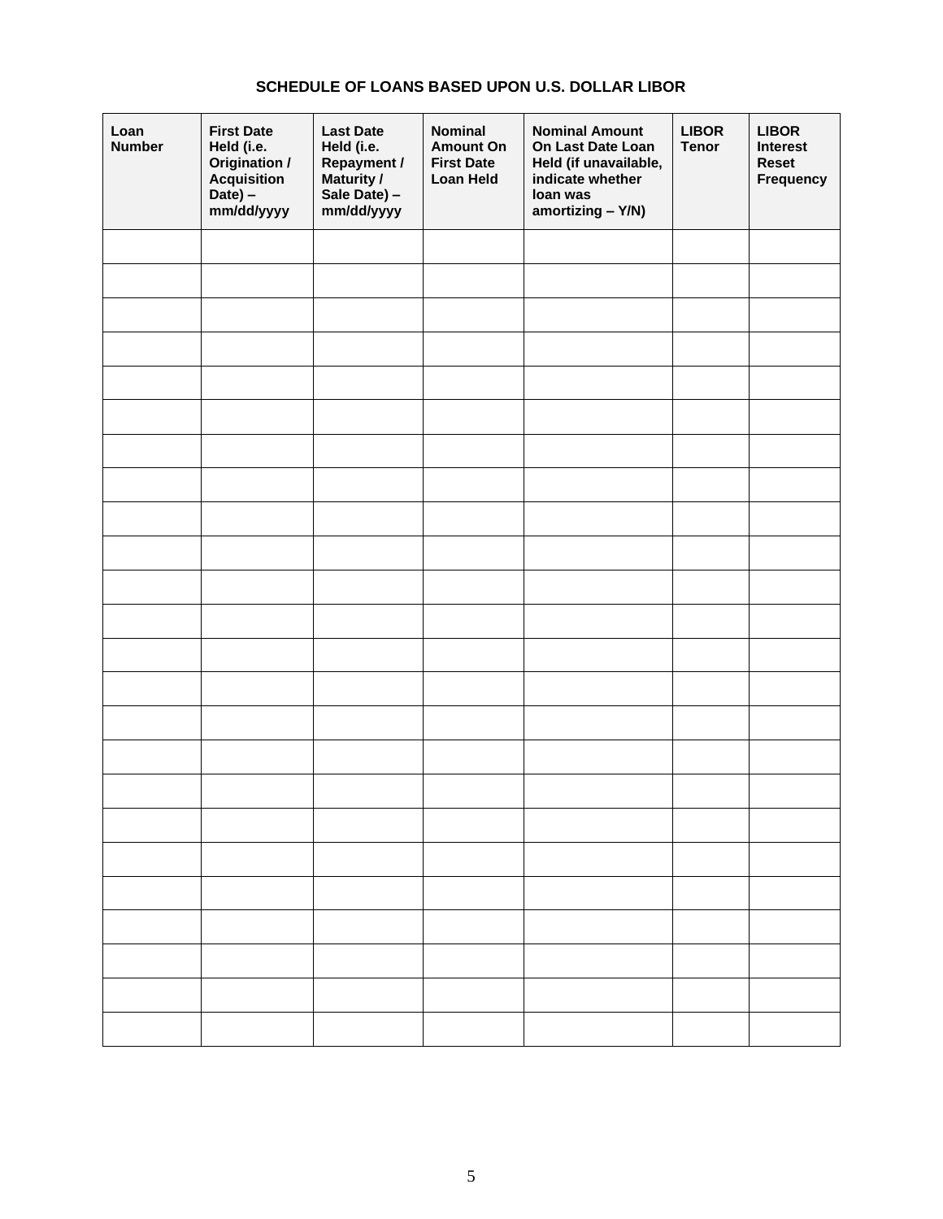**SCHEDULE OF LOANS BASED UPON U.S. DOLLAR LIBOR**

| Loan Number | First Date Held (i.e. Origination / Acquisition Date) – mm/dd/yyyy | Last Date Held (i.e. Repayment / Maturity / Sale Date) – mm/dd/yyyy | Nominal Amount On First Date Loan Held | Nominal Amount On Last Date Loan Held (if unavailable, indicate whether loan was amortizing – Y/N) | LIBOR Tenor | LIBOR Interest Reset Frequency |
|---|---|---|---|---|---|---|
| | | | | | | |
| | | | | | | |
| | | | | | | |
| | | | | | | |
| | | | | | | |
| | | | | | | |
| | | | | | | |
| | | | | | | |
| | | | | | | |
| | | | | | | |
| | | | | | | |
| | | | | | | |
| | | | | | | |
| | | | | | | |
| | | | | | | |
| | | | | | | |
| | | | | | | |
| | | | | | | |
| | | | | | | |
| | | | | | | |
| | | | | | | |
| | | | | | | |
| | | | | | | |
| | | | | | | |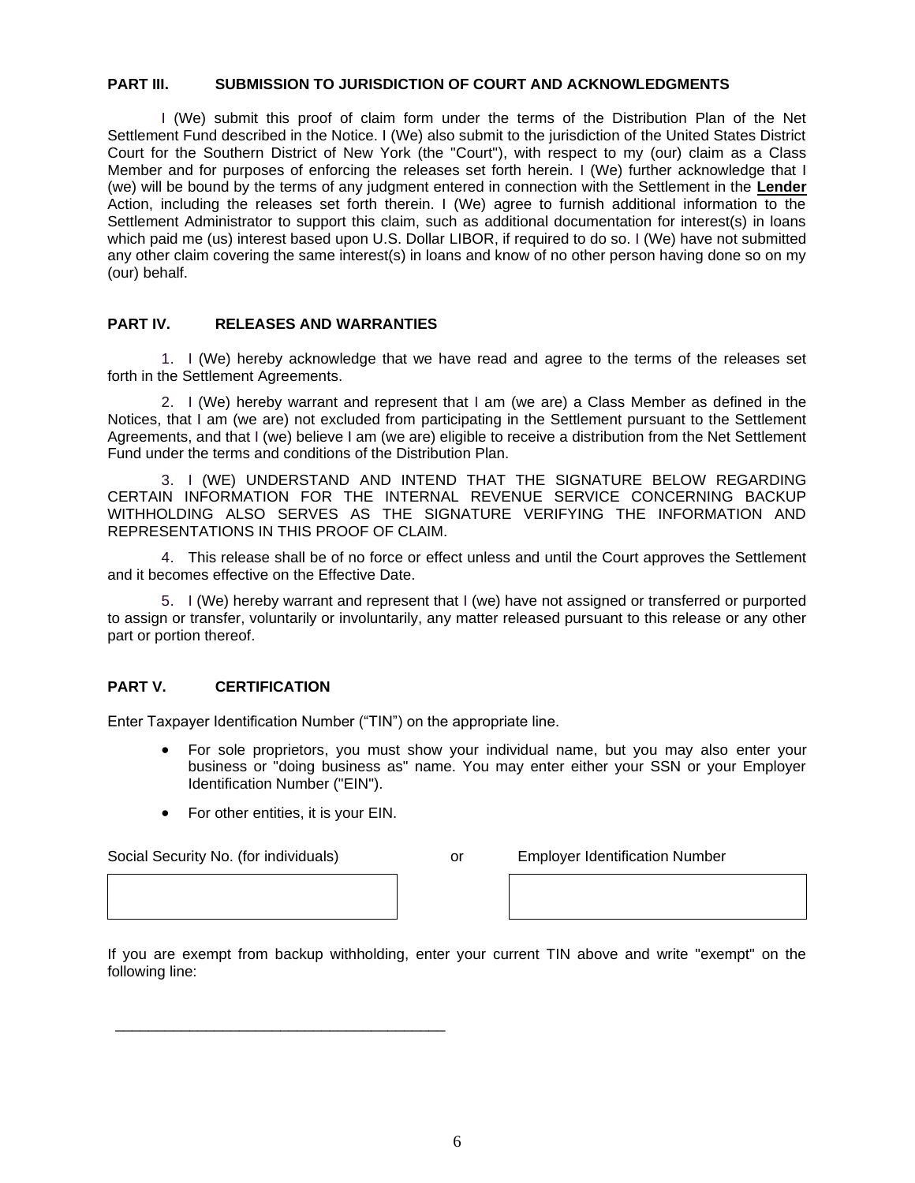## PART III. SUBMISSION TO JURISDICTION OF COURT AND ACKNOWLEDGMENTS

I (We) submit this proof of claim form under the terms of the Distribution Plan of the Net Settlement Fund described in the Notice. I (We) also submit to the jurisdiction of the United States District Court for the Southern District of New York (the "Court"), with respect to my (our) claim as a Class Member and for purposes of enforcing the releases set forth herein. I (We) further acknowledge that I (we) will be bound by the terms of any judgment entered in connection with the Settlement in the **Lender** Action, including the releases set forth therein. I (We) agree to furnish additional information to the Settlement Administrator to support this claim, such as additional documentation for interest(s) in loans which paid me (us) interest based upon U.S. Dollar LIBOR, if required to do so. I (We) have not submitted any other claim covering the same interest(s) in loans and know of no other person having done so on my (our) behalf.

## PART IV. RELEASES AND WARRANTIES

1. I (We) hereby acknowledge that we have read and agree to the terms of the releases set forth in the Settlement Agreements.

2. I (We) hereby warrant and represent that I am (we are) a Class Member as defined in the Notices, that I am (we are) not excluded from participating in the Settlement pursuant to the Settlement Agreements, and that I (we) believe I am (we are) eligible to receive a distribution from the Net Settlement Fund under the terms and conditions of the Distribution Plan.

3. I (WE) UNDERSTAND AND INTEND THAT THE SIGNATURE BELOW REGARDING CERTAIN INFORMATION FOR THE INTERNAL REVENUE SERVICE CONCERNING BACKUP WITHHOLDING ALSO SERVES AS THE SIGNATURE VERIFYING THE INFORMATION AND REPRESENTATIONS IN THIS PROOF OF CLAIM.

4. This release shall be of no force or effect unless and until the Court approves the Settlement and it becomes effective on the Effective Date.

5. I (We) hereby warrant and represent that I (we) have not assigned or transferred or purported to assign or transfer, voluntarily or involuntarily, any matter released pursuant to this release or any other part or portion thereof.

## PART V. CERTIFICATION

Enter Taxpayer Identification Number ("TIN") on the appropriate line.

- For sole proprietors, you must show your individual name, but you may also enter your business or "doing business as" name. You may enter either your SSN or your Employer Identification Number ("EIN").
- For other entities, it is your EIN.

| Social Security No. (for individuals) | or | Employer Identification Number |
| --- | --- | --- |
| | | |

If you are exempt from backup withholding, enter your current TIN above and write "exempt" on the following line:

\_\_\_\_\_\_\_\_\_\_\_\_\_\_\_\_\_\_\_\_\_\_\_\_\_\_\_\_\_\_\_\_\_\_\_\_\_\_\_\_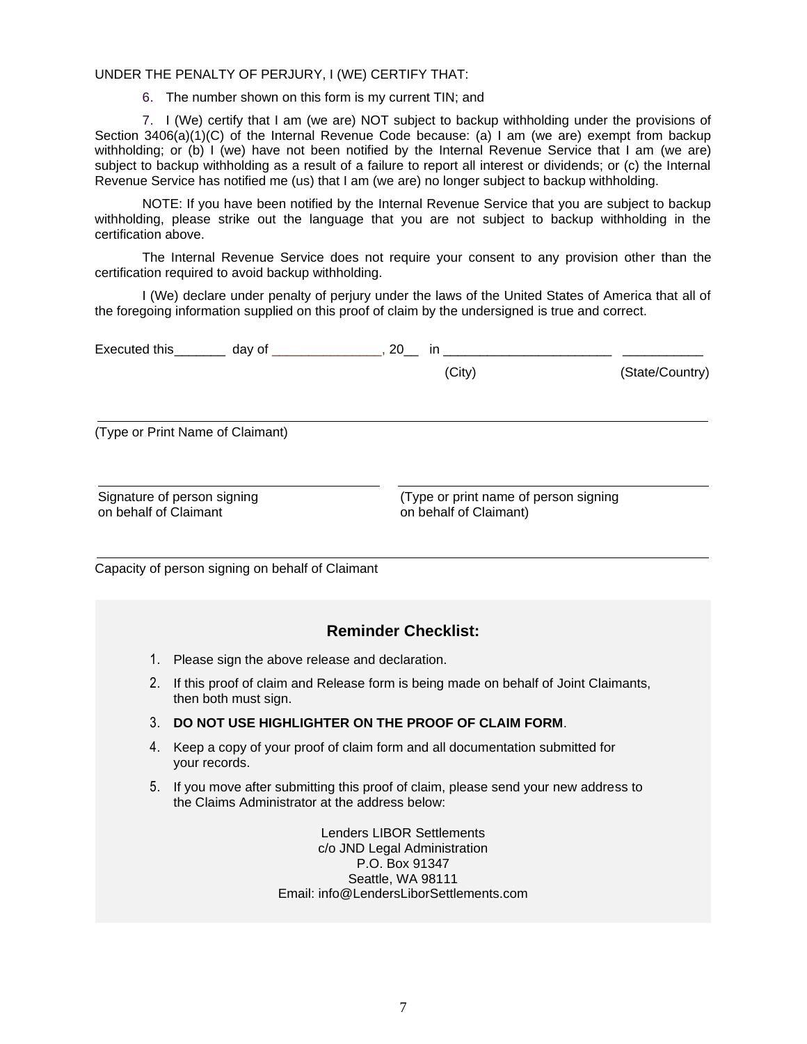UNDER THE PENALTY OF PERJURY, I (WE) CERTIFY THAT:

6. The number shown on this form is my current TIN; and

7. I (We) certify that I am (we are) NOT subject to backup withholding under the provisions of Section 3406(a)(1)(C) of the Internal Revenue Code because: (a) I am (we are) exempt from backup withholding; or (b) I (we) have not been notified by the Internal Revenue Service that I am (we are) subject to backup withholding as a result of a failure to report all interest or dividends; or (c) the Internal Revenue Service has notified me (us) that I am (we are) no longer subject to backup withholding.

NOTE: If you have been notified by the Internal Revenue Service that you are subject to backup withholding, please strike out the language that you are not subject to backup withholding in the certification above.

The Internal Revenue Service does not require your consent to any provision other than the certification required to avoid backup withholding.

I (We) declare under penalty of perjury under the laws of the United States of America that all of the foregoing information supplied on this proof of claim by the undersigned is true and correct.

Executed this_______ day of _______________, 20__ in _______________________ ___________
(City) (State/Country)

_______________________________________________
(Type or Print Name of Claimant)

_______________________________
Signature of person signing on behalf of Claimant

_______________________________
(Type or print name of person signing on behalf of Claimant)

_______________________________________________
Capacity of person signing on behalf of Claimant

## Reminder Checklist:

1. Please sign the above release and declaration.
2. If this proof of claim and Release form is being made on behalf of Joint Claimants, then both must sign.
3. **DO NOT USE HIGHLIGHTER ON THE PROOF OF CLAIM FORM**.
4. Keep a copy of your proof of claim form and all documentation submitted for your records.
5. If you move after submitting this proof of claim, please send your new address to the Claims Administrator at the address below:

Lenders LIBOR Settlements
c/o JND Legal Administration
P.O. Box 91347
Seattle, WA 98111
Email: info@LendersLiborSettlements.com